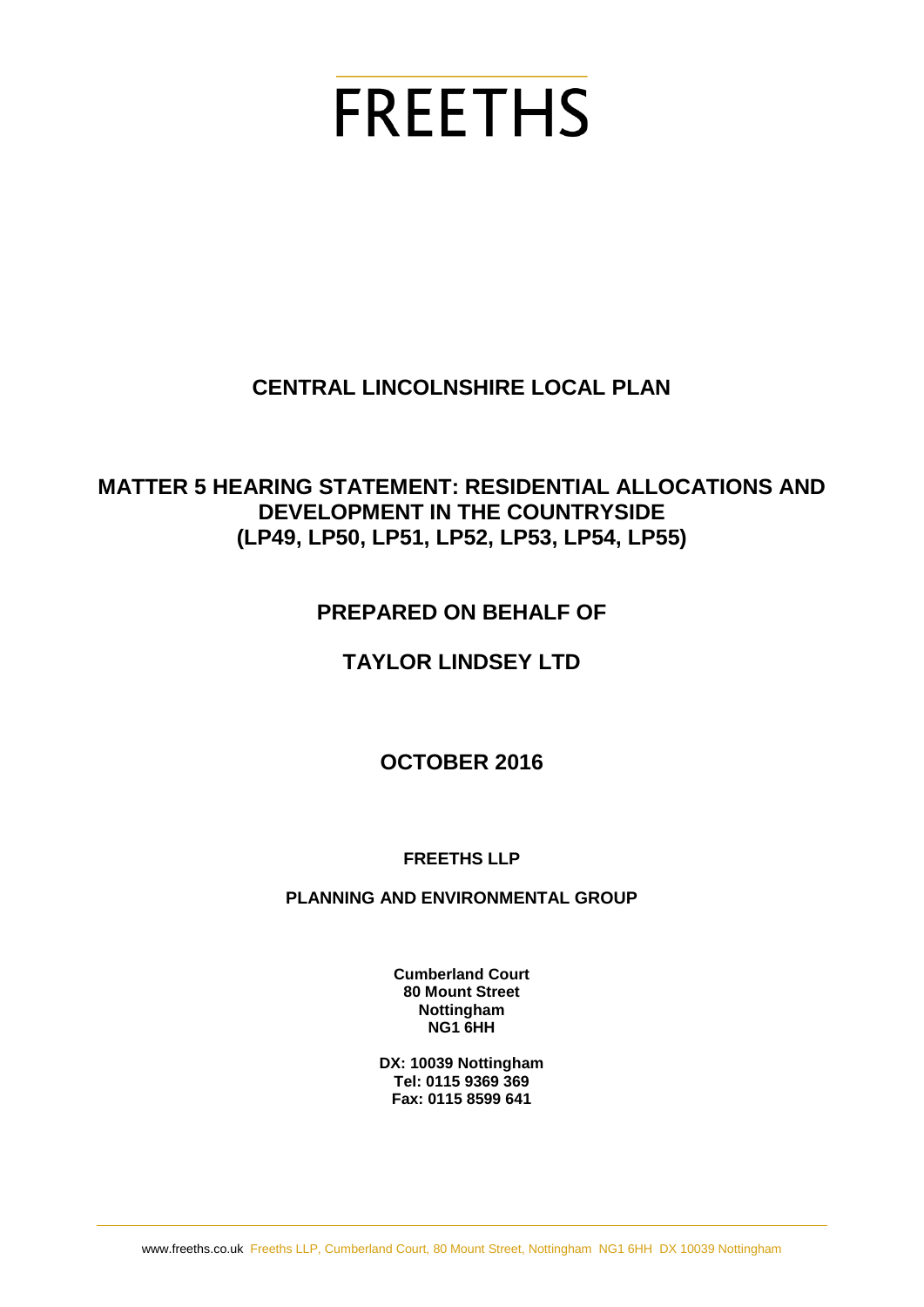# FREETHS

## CENTRAL LINCOLNSHIRE LOCAL PLAN

## MATTER 5 HEARING STATEMENT: RESIDENTIAL ALLOCATIONS AND DEVELOPMENT IN THE COUNTRYSIDE (LP49, LP50, LP51, LP52, LP53, LP54, LP55)

**PREPARED ON BEHALF OF**

**TAYLOR LINDSEY LTD**

**OCTOBER 2016**

**FREETHS LLP**

**PLANNING AND ENVIRONMENTAL GROUP**

**Cumberland Court**
**80 Mount Street**
**Nottingham**
**NG1 6HH**

**DX: 10039 Nottingham**
**Tel: 0115 9369 369**
**Fax: 0115 8599 641**

www.freeths.co.uk Freeths LLP, Cumberland Court, 80 Mount Street, Nottingham NG1 6HH DX 10039 Nottingham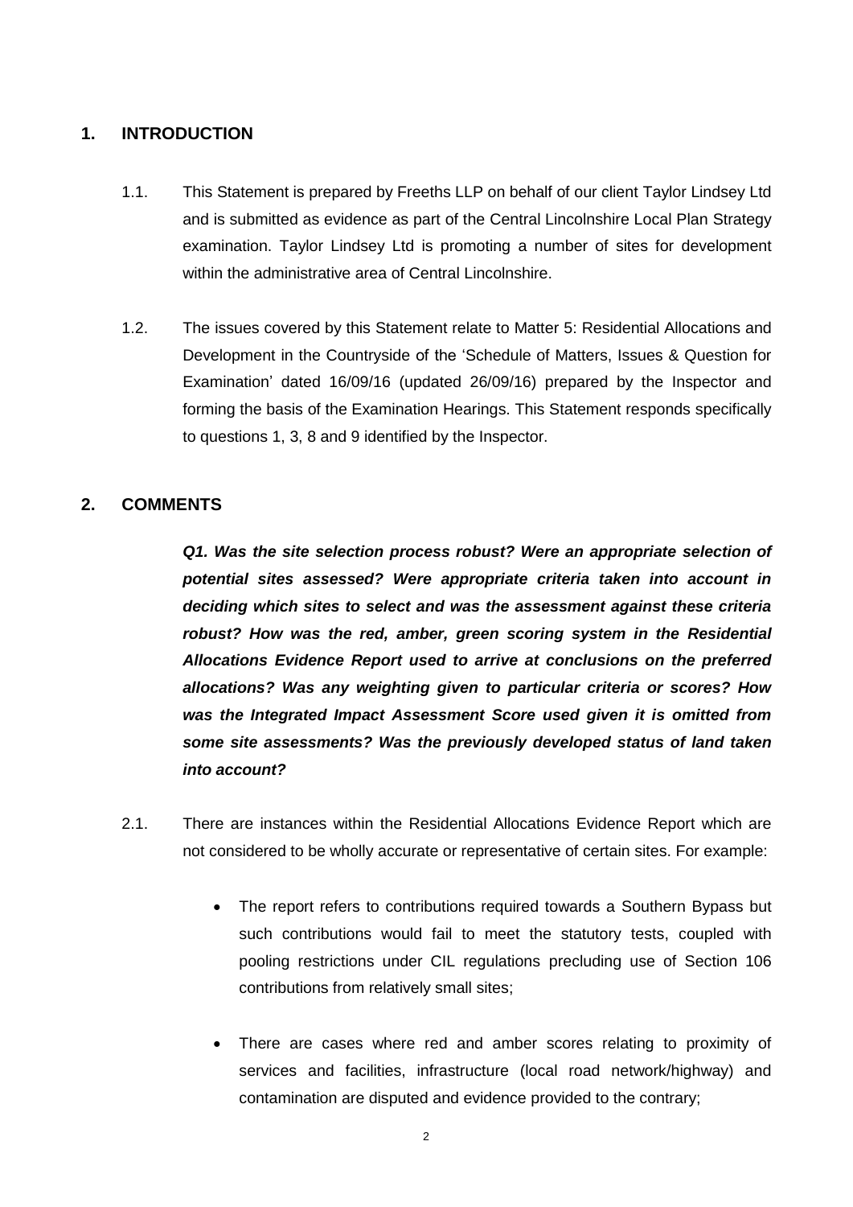## 1. INTRODUCTION

1.1. This Statement is prepared by Freeths LLP on behalf of our client Taylor Lindsey Ltd and is submitted as evidence as part of the Central Lincolnshire Local Plan Strategy examination. Taylor Lindsey Ltd is promoting a number of sites for development within the administrative area of Central Lincolnshire.

1.2. The issues covered by this Statement relate to Matter 5: Residential Allocations and Development in the Countryside of the 'Schedule of Matters, Issues & Question for Examination' dated 16/09/16 (updated 26/09/16) prepared by the Inspector and forming the basis of the Examination Hearings. This Statement responds specifically to questions 1, 3, 8 and 9 identified by the Inspector.

## 2. COMMENTS

***Q1. Was the site selection process robust? Were an appropriate selection of potential sites assessed? Were appropriate criteria taken into account in deciding which sites to select and was the assessment against these criteria robust? How was the red, amber, green scoring system in the Residential Allocations Evidence Report used to arrive at conclusions on the preferred allocations? Was any weighting given to particular criteria or scores? How was the Integrated Impact Assessment Score used given it is omitted from some site assessments? Was the previously developed status of land taken into account?***

2.1. There are instances within the Residential Allocations Evidence Report which are not considered to be wholly accurate or representative of certain sites. For example:

- The report refers to contributions required towards a Southern Bypass but such contributions would fail to meet the statutory tests, coupled with pooling restrictions under CIL regulations precluding use of Section 106 contributions from relatively small sites;
- There are cases where red and amber scores relating to proximity of services and facilities, infrastructure (local road network/highway) and contamination are disputed and evidence provided to the contrary;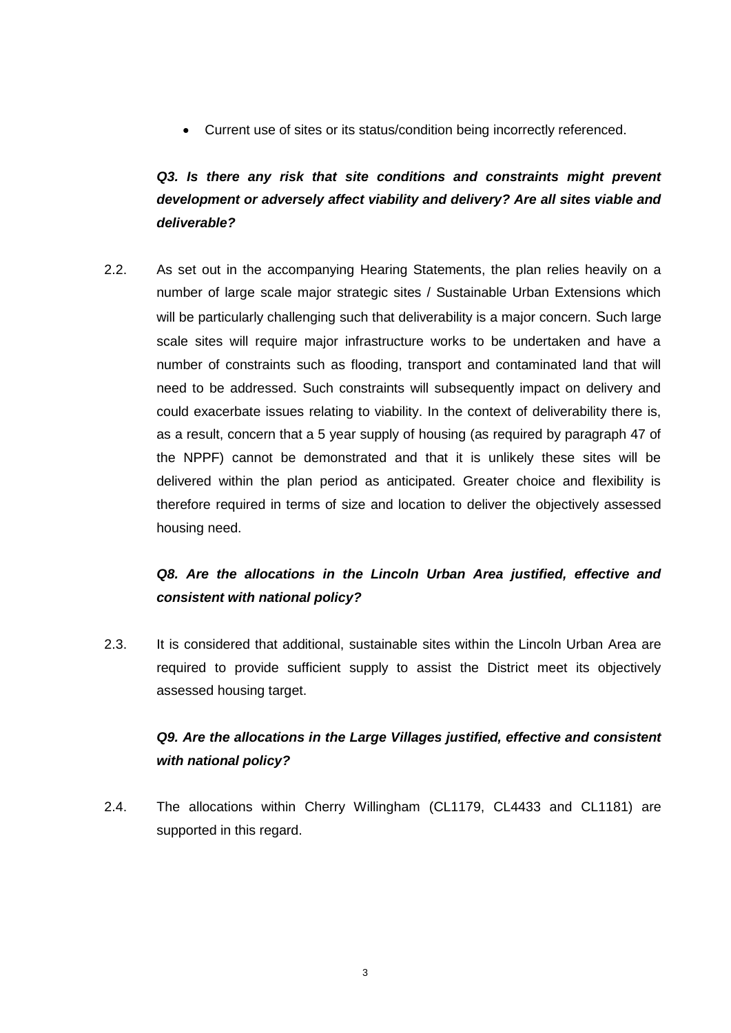- Current use of sites or its status/condition being incorrectly referenced.

***Q3. Is there any risk that site conditions and constraints might prevent development or adversely affect viability and delivery? Are all sites viable and deliverable?***

2.2. As set out in the accompanying Hearing Statements, the plan relies heavily on a number of large scale major strategic sites / Sustainable Urban Extensions which will be particularly challenging such that deliverability is a major concern. Such large scale sites will require major infrastructure works to be undertaken and have a number of constraints such as flooding, transport and contaminated land that will need to be addressed. Such constraints will subsequently impact on delivery and could exacerbate issues relating to viability. In the context of deliverability there is, as a result, concern that a 5 year supply of housing (as required by paragraph 47 of the NPPF) cannot be demonstrated and that it is unlikely these sites will be delivered within the plan period as anticipated. Greater choice and flexibility is therefore required in terms of size and location to deliver the objectively assessed housing need.

***Q8. Are the allocations in the Lincoln Urban Area justified, effective and consistent with national policy?***

2.3. It is considered that additional, sustainable sites within the Lincoln Urban Area are required to provide sufficient supply to assist the District meet its objectively assessed housing target.

***Q9. Are the allocations in the Large Villages justified, effective and consistent with national policy?***

2.4. The allocations within Cherry Willingham (CL1179, CL4433 and CL1181) are supported in this regard.